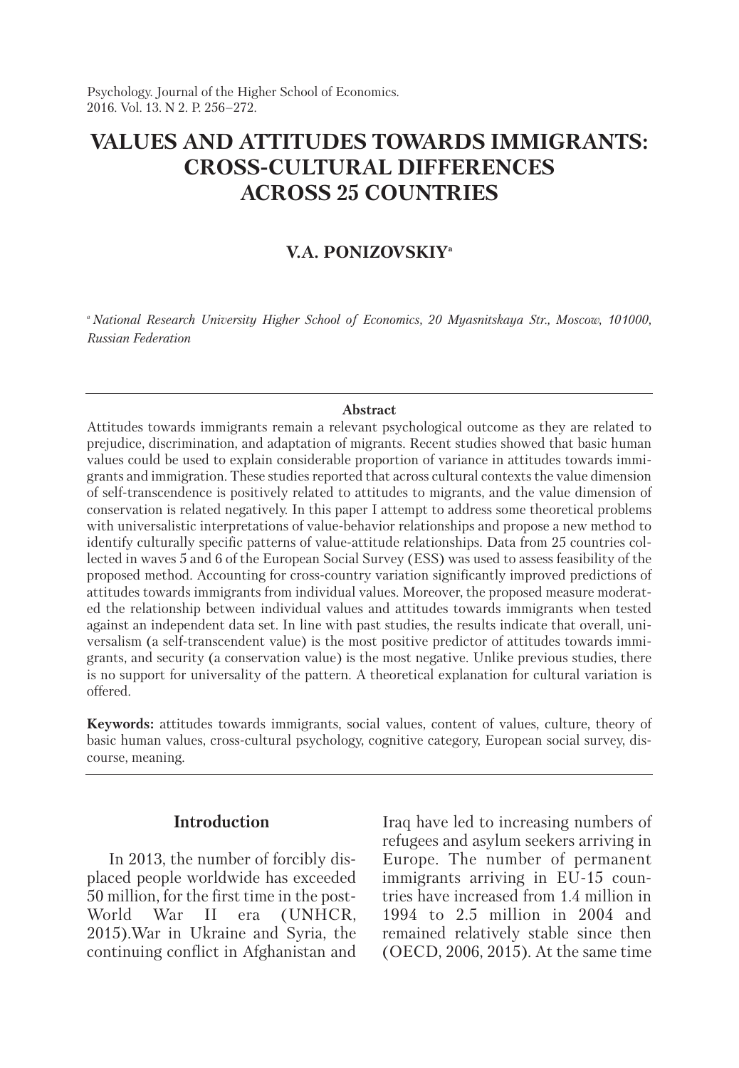# VALUES AND ATTITUDES TOWARDS IMMIGRANTS: CROSS-CULTURAL DIFFERENCES ACROSS 25 COUNTRIES

## V.A. PONIZOVSKIY[a]

[a] *National Research University Higher School of Economics, 20 Myasnitskaya Str., Moscow, 101000, Russian Federation*

---

**Abstract**

Attitudes towards immigrants remain a relevant psychological outcome as they are related to prejudice, discrimination, and adaptation of migrants. Recent studies showed that basic human values could be used to explain considerable proportion of variance in attitudes towards immigrants and immigration. These studies reported that across cultural contexts the value dimension of self-transcendence is positively related to attitudes to migrants, and the value dimension of conservation is related negatively. In this paper I attempt to address some theoretical problems with universalistic interpretations of value-behavior relationships and propose a new method to identify culturally specific patterns of value-attitude relationships. Data from 25 countries collected in waves 5 and 6 of the European Social Survey (ESS) was used to assess feasibility of the proposed method. Accounting for cross-country variation significantly improved predictions of attitudes towards immigrants from individual values. Moreover, the proposed measure moderated the relationship between individual values and attitudes towards immigrants when tested against an independent data set. In line with past studies, the results indicate that overall, universalism (a self-transcendent value) is the most positive predictor of attitudes towards immigrants, and security (a conservation value) is the most negative. Unlike previous studies, there is no support for universality of the pattern. A theoretical explanation for cultural variation is offered.

**Keywords:** attitudes towards immigrants, social values, content of values, culture, theory of basic human values, cross-cultural psychology, cognitive category, European social survey, discourse, meaning.

---

## Introduction

In 2013, the number of forcibly displaced people worldwide has exceeded 50 million, for the first time in the post-World War II era (UNHCR, 2015).War in Ukraine and Syria, the continuing conflict in Afghanistan and Iraq have led to increasing numbers of refugees and asylum seekers arriving in Europe. The number of permanent immigrants arriving in EU-15 countries have increased from 1.4 million in 1994 to 2.5 million in 2004 and remained relatively stable since then (OECD, 2006, 2015). At the same time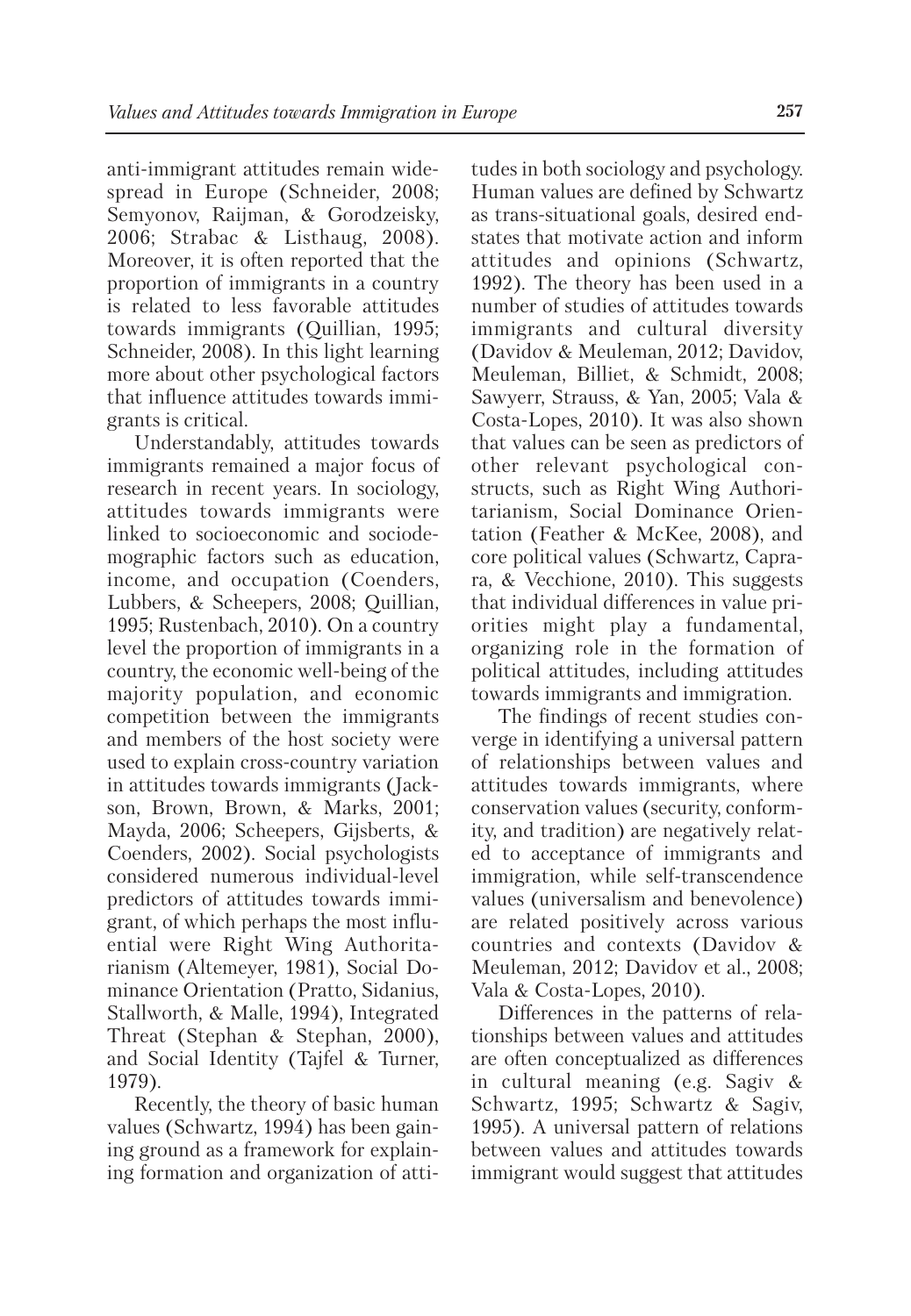anti-immigrant attitudes remain widespread in Europe (Schneider, 2008; Semyonov, Raijman, & Gorodzeisky, 2006; Strabac & Listhaug, 2008). Moreover, it is often reported that the proportion of immigrants in a country is related to less favorable attitudes towards immigrants (Quillian, 1995; Schneider, 2008). In this light learning more about other psychological factors that influence attitudes towards immigrants is critical.

Understandably, attitudes towards immigrants remained a major focus of research in recent years. In sociology, attitudes towards immigrants were linked to socioeconomic and sociodemographic factors such as education, income, and occupation (Coenders, Lubbers, & Scheepers, 2008; Quillian, 1995; Rustenbach, 2010). On a country level the proportion of immigrants in a country, the economic well-being of the majority population, and economic competition between the immigrants and members of the host society were used to explain cross-country variation in attitudes towards immigrants (Jackson, Brown, Brown, & Marks, 2001; Mayda, 2006; Scheepers, Gijsberts, & Coenders, 2002). Social psychologists considered numerous individual-level predictors of attitudes towards immigrant, of which perhaps the most influential were Right Wing Authoritarianism (Altemeyer, 1981), Social Dominance Orientation (Pratto, Sidanius, Stallworth, & Malle, 1994), Integrated Threat (Stephan & Stephan, 2000), and Social Identity (Tajfel & Turner, 1979).

Recently, the theory of basic human values (Schwartz, 1994) has been gaining ground as a framework for explaining formation and organization of attitudes in both sociology and psychology. Human values are defined by Schwartz as trans-situational goals, desired end-states that motivate action and inform attitudes and opinions (Schwartz, 1992). The theory has been used in a number of studies of attitudes towards immigrants and cultural diversity (Davidov & Meuleman, 2012; Davidov, Meuleman, Billiet, & Schmidt, 2008; Sawyerr, Strauss, & Yan, 2005; Vala & Costa-Lopes, 2010). It was also shown that values can be seen as predictors of other relevant psychological constructs, such as Right Wing Authoritarianism, Social Dominance Orientation (Feather & McKee, 2008), and core political values (Schwartz, Caprara, & Vecchione, 2010). This suggests that individual differences in value priorities might play a fundamental, organizing role in the formation of political attitudes, including attitudes towards immigrants and immigration.

The findings of recent studies converge in identifying a universal pattern of relationships between values and attitudes towards immigrants, where conservation values (security, conformity, and tradition) are negatively related to acceptance of immigrants and immigration, while self-transcendence values (universalism and benevolence) are related positively across various countries and contexts (Davidov & Meuleman, 2012; Davidov et al., 2008; Vala & Costa-Lopes, 2010).

Differences in the patterns of relationships between values and attitudes are often conceptualized as differences in cultural meaning (e.g. Sagiv & Schwartz, 1995; Schwartz & Sagiv, 1995). A universal pattern of relations between values and attitudes towards immigrant would suggest that attitudes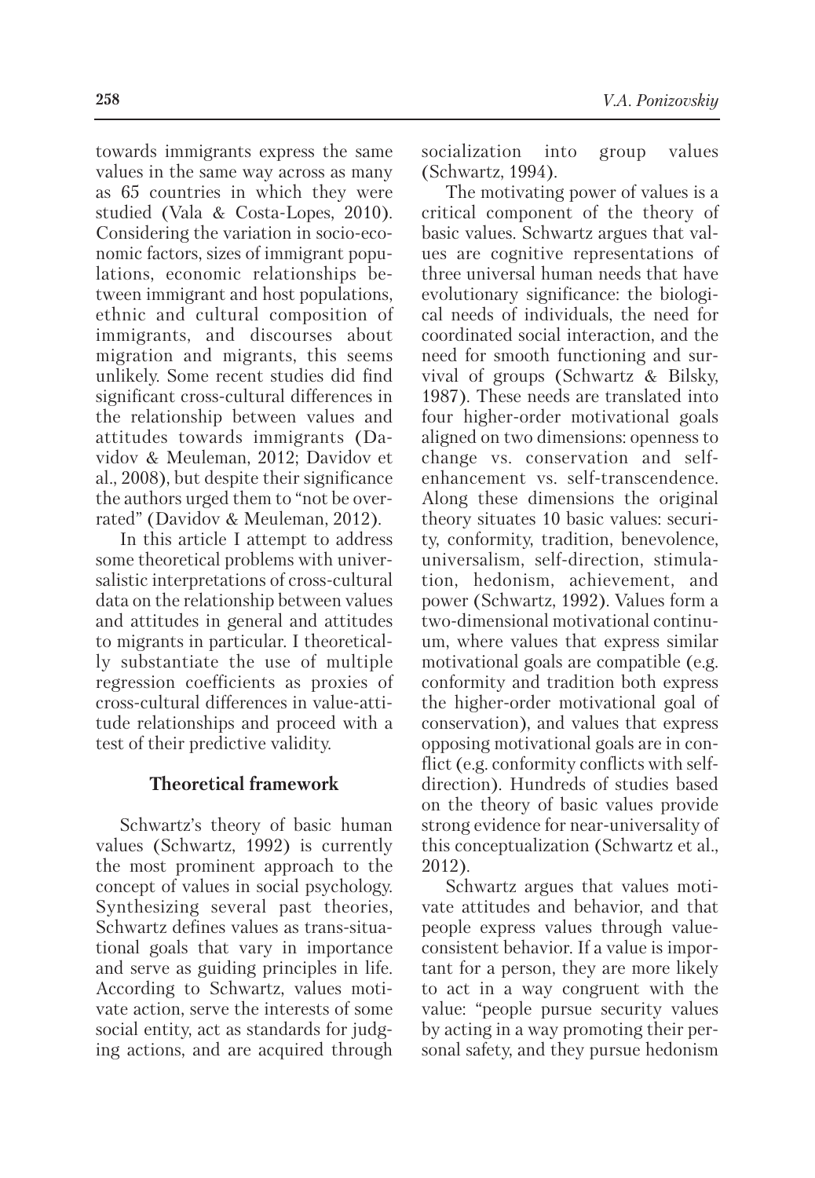towards immigrants express the same values in the same way across as many as 65 countries in which they were studied (Vala & Costa-Lopes, 2010). Considering the variation in socio-economic factors, sizes of immigrant populations, economic relationships between immigrant and host populations, ethnic and cultural composition of immigrants, and discourses about migration and migrants, this seems unlikely. Some recent studies did find significant cross-cultural differences in the relationship between values and attitudes towards immigrants (Davidov & Meuleman, 2012; Davidov et al., 2008), but despite their significance the authors urged them to "not be overrated" (Davidov & Meuleman, 2012).

In this article I attempt to address some theoretical problems with universalistic interpretations of cross-cultural data on the relationship between values and attitudes in general and attitudes to migrants in particular. I theoretically substantiate the use of multiple regression coefficients as proxies of cross-cultural differences in value-attitude relationships and proceed with a test of their predictive validity.

## Theoretical framework

Schwartz's theory of basic human values (Schwartz, 1992) is currently the most prominent approach to the concept of values in social psychology. Synthesizing several past theories, Schwartz defines values as trans-situational goals that vary in importance and serve as guiding principles in life. According to Schwartz, values motivate action, serve the interests of some social entity, act as standards for judging actions, and are acquired through socialization into group values (Schwartz, 1994).

The motivating power of values is a critical component of the theory of basic values. Schwartz argues that values are cognitive representations of three universal human needs that have evolutionary significance: the biological needs of individuals, the need for coordinated social interaction, and the need for smooth functioning and survival of groups (Schwartz & Bilsky, 1987). These needs are translated into four higher-order motivational goals aligned on two dimensions: openness to change vs. conservation and self-enhancement vs. self-transcendence. Along these dimensions the original theory situates 10 basic values: security, conformity, tradition, benevolence, universalism, self-direction, stimulation, hedonism, achievement, and power (Schwartz, 1992). Values form a two-dimensional motivational continuum, where values that express similar motivational goals are compatible (e.g. conformity and tradition both express the higher-order motivational goal of conservation), and values that express opposing motivational goals are in conflict (e.g. conformity conflicts with self-direction). Hundreds of studies based on the theory of basic values provide strong evidence for near-universality of this conceptualization (Schwartz et al., 2012).

Schwartz argues that values motivate attitudes and behavior, and that people express values through value-consistent behavior. If a value is important for a person, they are more likely to act in a way congruent with the value: "people pursue security values by acting in a way promoting their personal safety, and they pursue hedonism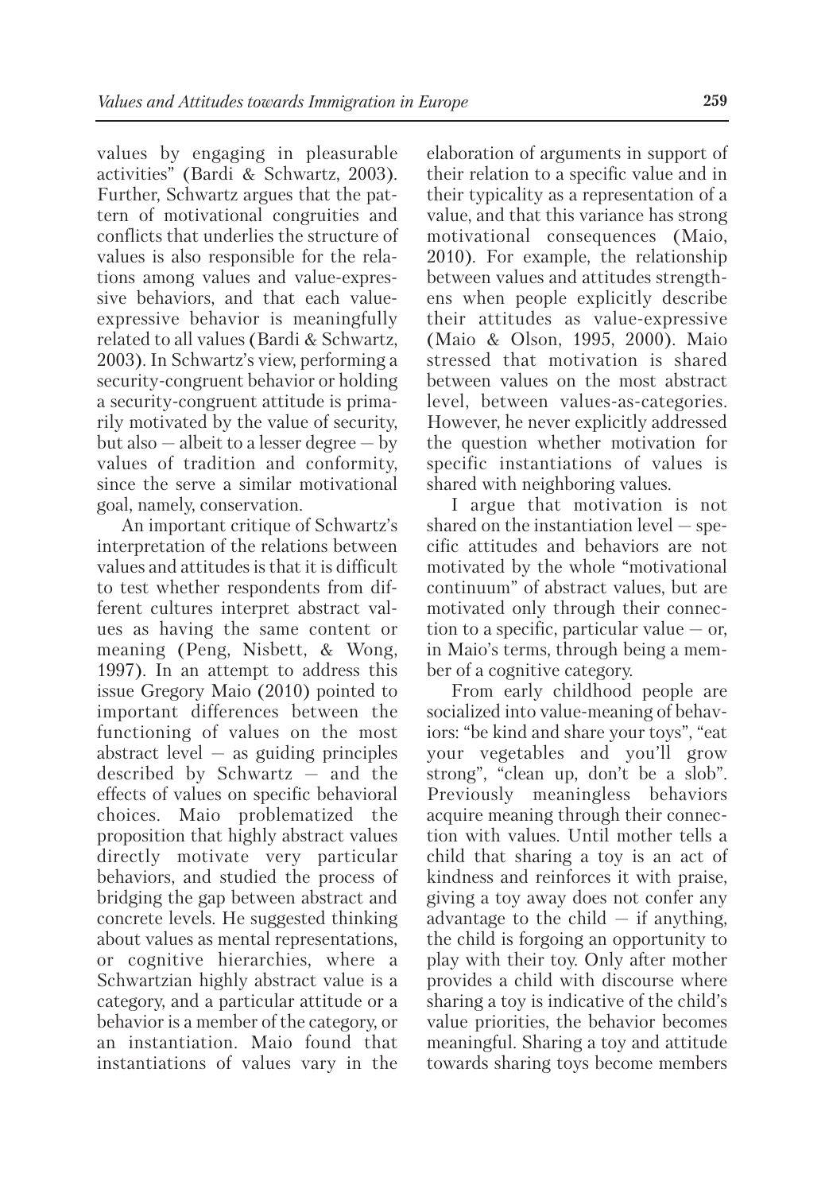values by engaging in pleasurable activities" (Bardi & Schwartz, 2003). Further, Schwartz argues that the pattern of motivational congruities and conflicts that underlies the structure of values is also responsible for the relations among values and value-expressive behaviors, and that each value-expressive behavior is meaningfully related to all values (Bardi & Schwartz, 2003). In Schwartz's view, performing a security-congruent behavior or holding a security-congruent attitude is primarily motivated by the value of security, but also — albeit to a lesser degree — by values of tradition and conformity, since the serve a similar motivational goal, namely, conservation.

An important critique of Schwartz's interpretation of the relations between values and attitudes is that it is difficult to test whether respondents from different cultures interpret abstract values as having the same content or meaning (Peng, Nisbett, & Wong, 1997). In an attempt to address this issue Gregory Maio (2010) pointed to important differences between the functioning of values on the most abstract level — as guiding principles described by Schwartz — and the effects of values on specific behavioral choices. Maio problematized the proposition that highly abstract values directly motivate very particular behaviors, and studied the process of bridging the gap between abstract and concrete levels. He suggested thinking about values as mental representations, or cognitive hierarchies, where a Schwartzian highly abstract value is a category, and a particular attitude or a behavior is a member of the category, or an instantiation. Maio found that instantiations of values vary in the elaboration of arguments in support of their relation to a specific value and in their typicality as a representation of a value, and that this variance has strong motivational consequences (Maio, 2010). For example, the relationship between values and attitudes strengthens when people explicitly describe their attitudes as value-expressive (Maio & Olson, 1995, 2000). Maio stressed that motivation is shared between values on the most abstract level, between values-as-categories. However, he never explicitly addressed the question whether motivation for specific instantiations of values is shared with neighboring values.

I argue that motivation is not shared on the instantiation level — specific attitudes and behaviors are not motivated by the whole "motivational continuum" of abstract values, but are motivated only through their connection to a specific, particular value — or, in Maio's terms, through being a member of a cognitive category.

From early childhood people are socialized into value-meaning of behaviors: "be kind and share your toys", "eat your vegetables and you'll grow strong", "clean up, don't be a slob". Previously meaningless behaviors acquire meaning through their connection with values. Until mother tells a child that sharing a toy is an act of kindness and reinforces it with praise, giving a toy away does not confer any advantage to the child — if anything, the child is forgoing an opportunity to play with their toy. Only after mother provides a child with discourse where sharing a toy is indicative of the child's value priorities, the behavior becomes meaningful. Sharing a toy and attitude towards sharing toys become members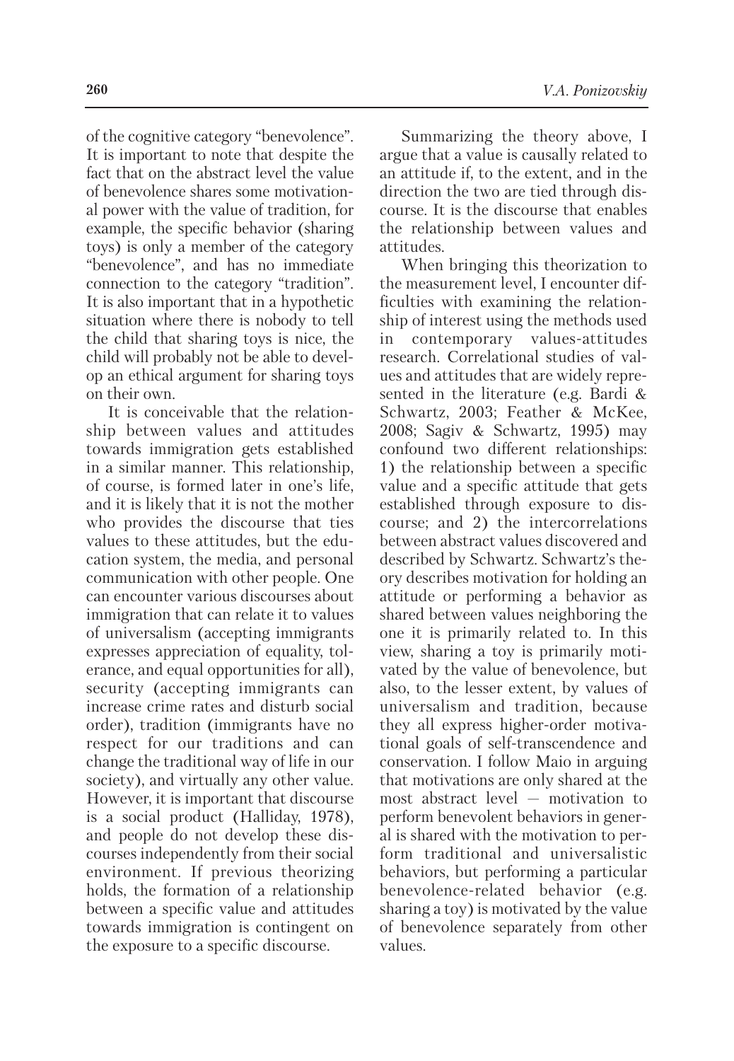of the cognitive category "benevolence". It is important to note that despite the fact that on the abstract level the value of benevolence shares some motivational power with the value of tradition, for example, the specific behavior (sharing toys) is only a member of the category "benevolence", and has no immediate connection to the category "tradition". It is also important that in a hypothetic situation where there is nobody to tell the child that sharing toys is nice, the child will probably not be able to develop an ethical argument for sharing toys on their own.

It is conceivable that the relationship between values and attitudes towards immigration gets established in a similar manner. This relationship, of course, is formed later in one's life, and it is likely that it is not the mother who provides the discourse that ties values to these attitudes, but the education system, the media, and personal communication with other people. One can encounter various discourses about immigration that can relate it to values of universalism (accepting immigrants expresses appreciation of equality, tolerance, and equal opportunities for all), security (accepting immigrants can increase crime rates and disturb social order), tradition (immigrants have no respect for our traditions and can change the traditional way of life in our society), and virtually any other value. However, it is important that discourse is a social product (Halliday, 1978), and people do not develop these discourses independently from their social environment. If previous theorizing holds, the formation of a relationship between a specific value and attitudes towards immigration is contingent on the exposure to a specific discourse.

Summarizing the theory above, I argue that a value is causally related to an attitude if, to the extent, and in the direction the two are tied through discourse. It is the discourse that enables the relationship between values and attitudes.

When bringing this theorization to the measurement level, I encounter difficulties with examining the relationship of interest using the methods used in contemporary values-attitudes research. Correlational studies of values and attitudes that are widely represented in the literature (e.g. Bardi & Schwartz, 2003; Feather & McKee, 2008; Sagiv & Schwartz, 1995) may confound two different relationships: 1) the relationship between a specific value and a specific attitude that gets established through exposure to discourse; and 2) the intercorrelations between abstract values discovered and described by Schwartz. Schwartz's theory describes motivation for holding an attitude or performing a behavior as shared between values neighboring the one it is primarily related to. In this view, sharing a toy is primarily motivated by the value of benevolence, but also, to the lesser extent, by values of universalism and tradition, because they all express higher-order motivational goals of self-transcendence and conservation. I follow Maio in arguing that motivations are only shared at the most abstract level – motivation to perform benevolent behaviors in general is shared with the motivation to perform traditional and universalistic behaviors, but performing a particular benevolence-related behavior (e.g. sharing a toy) is motivated by the value of benevolence separately from other values.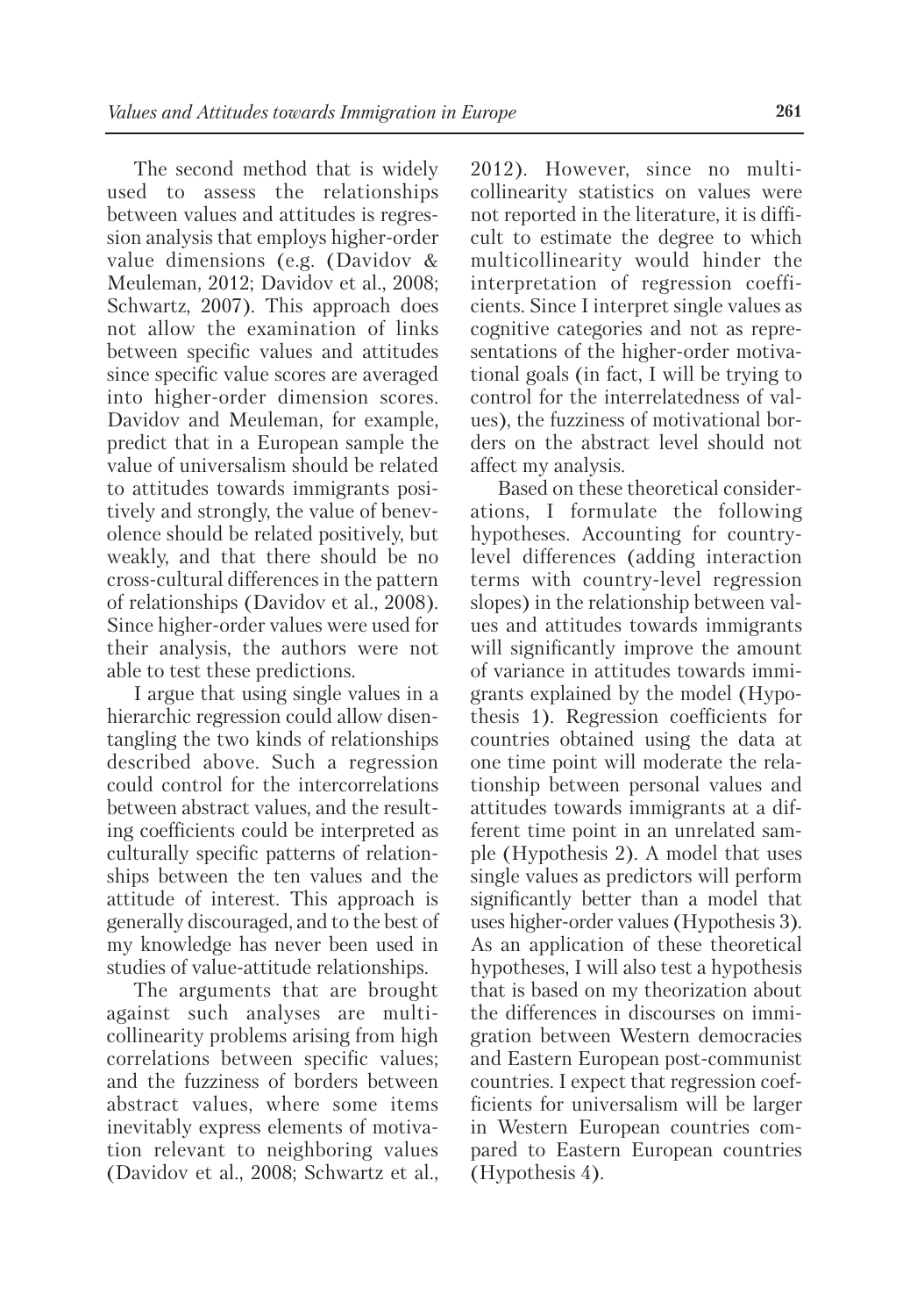The second method that is widely used to assess the relationships between values and attitudes is regression analysis that employs higher-order value dimensions (e.g. (Davidov & Meuleman, 2012; Davidov et al., 2008; Schwartz, 2007). This approach does not allow the examination of links between specific values and attitudes since specific value scores are averaged into higher-order dimension scores. Davidov and Meuleman, for example, predict that in a European sample the value of universalism should be related to attitudes towards immigrants positively and strongly, the value of benevolence should be related positively, but weakly, and that there should be no cross-cultural differences in the pattern of relationships (Davidov et al., 2008). Since higher-order values were used for their analysis, the authors were not able to test these predictions.

I argue that using single values in a hierarchic regression could allow disentangling the two kinds of relationships described above. Such a regression could control for the intercorrelations between abstract values, and the resulting coefficients could be interpreted as culturally specific patterns of relationships between the ten values and the attitude of interest. This approach is generally discouraged, and to the best of my knowledge has never been used in studies of value-attitude relationships.

The arguments that are brought against such analyses are multicollinearity problems arising from high correlations between specific values; and the fuzziness of borders between abstract values, where some items inevitably express elements of motivation relevant to neighboring values (Davidov et al., 2008; Schwartz et al., 2012). However, since no multicollinearity statistics on values were not reported in the literature, it is difficult to estimate the degree to which multicollinearity would hinder the interpretation of regression coefficients. Since I interpret single values as cognitive categories and not as representations of the higher-order motivational goals (in fact, I will be trying to control for the interrelatedness of values), the fuzziness of motivational borders on the abstract level should not affect my analysis.

Based on these theoretical considerations, I formulate the following hypotheses. Accounting for country-level differences (adding interaction terms with country-level regression slopes) in the relationship between values and attitudes towards immigrants will significantly improve the amount of variance in attitudes towards immigrants explained by the model (Hypothesis 1). Regression coefficients for countries obtained using the data at one time point will moderate the relationship between personal values and attitudes towards immigrants at a different time point in an unrelated sample (Hypothesis 2). A model that uses single values as predictors will perform significantly better than a model that uses higher-order values (Hypothesis 3). As an application of these theoretical hypotheses, I will also test a hypothesis that is based on my theorization about the differences in discourses on immigration between Western democracies and Eastern European post-communist countries. I expect that regression coefficients for universalism will be larger in Western European countries compared to Eastern European countries (Hypothesis 4).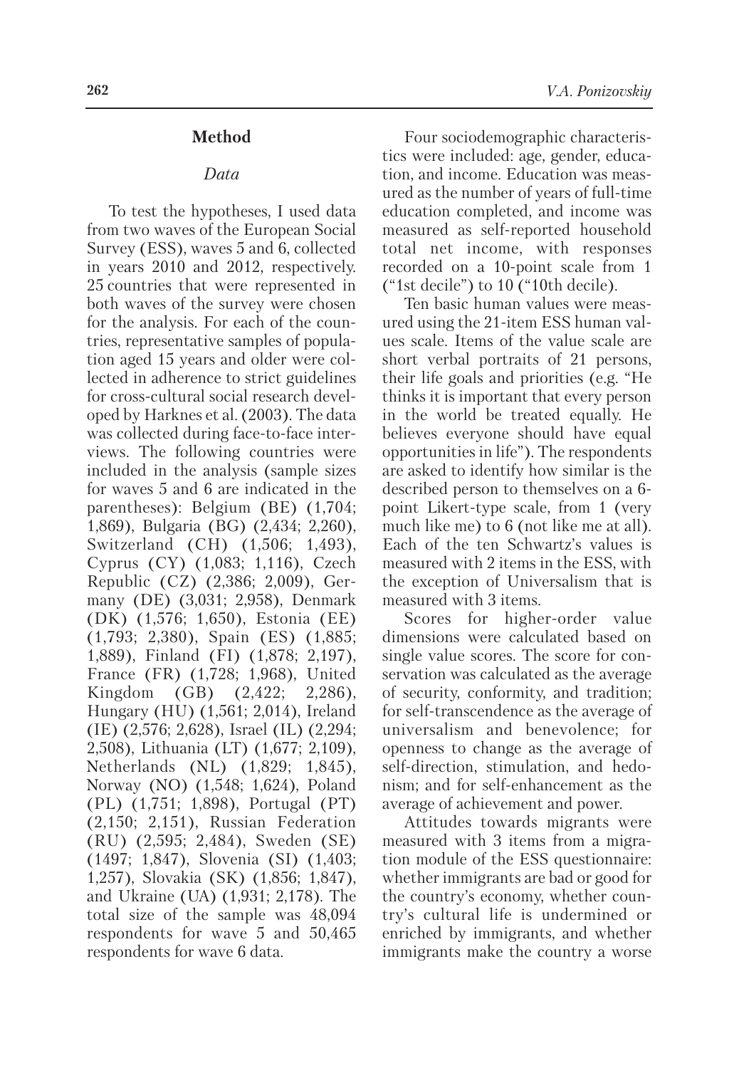## Method

### *Data*

To test the hypotheses, I used data from two waves of the European Social Survey (ESS), waves 5 and 6, collected in years 2010 and 2012, respectively. 25 countries that were represented in both waves of the survey were chosen for the analysis. For each of the countries, representative samples of population aged 15 years and older were collected in adherence to strict guidelines for cross-cultural social research developed by Harknes et al. (2003). The data was collected during face-to-face interviews. The following countries were included in the analysis (sample sizes for waves 5 and 6 are indicated in the parentheses): Belgium (BE) (1,704; 1,869), Bulgaria (BG) (2,434; 2,260), Switzerland (CH) (1,506; 1,493), Cyprus (CY) (1,083; 1,116), Czech Republic (CZ) (2,386; 2,009), Germany (DE) (3,031; 2,958), Denmark (DK) (1,576; 1,650), Estonia (EE) (1,793; 2,380), Spain (ES) (1,885; 1,889), Finland (FI) (1,878; 2,197), France (FR) (1,728; 1,968), United Kingdom (GB) (2,422; 2,286), Hungary (HU) (1,561; 2,014), Ireland (IE) (2,576; 2,628), Israel (IL) (2,294; 2,508), Lithuania (LT) (1,677; 2,109), Netherlands (NL) (1,829; 1,845), Norway (NO) (1,548; 1,624), Poland (PL) (1,751; 1,898), Portugal (PT) (2,150; 2,151), Russian Federation (RU) (2,595; 2,484), Sweden (SE) (1497; 1,847), Slovenia (SI) (1,403; 1,257), Slovakia (SK) (1,856; 1,847), and Ukraine (UA) (1,931; 2,178). The total size of the sample was 48,094 respondents for wave 5 and 50,465 respondents for wave 6 data.

Four sociodemographic characteristics were included: age, gender, education, and income. Education was measured as the number of years of full-time education completed, and income was measured as self-reported household total net income, with responses recorded on a 10-point scale from 1 ("1st decile") to 10 ("10th decile).

Ten basic human values were measured using the 21-item ESS human values scale. Items of the value scale are short verbal portraits of 21 persons, their life goals and priorities (e.g. "He thinks it is important that every person in the world be treated equally. He believes everyone should have equal opportunities in life"). The respondents are asked to identify how similar is the described person to themselves on a 6-point Likert-type scale, from 1 (very much like me) to 6 (not like me at all). Each of the ten Schwartz's values is measured with 2 items in the ESS, with the exception of Universalism that is measured with 3 items.

Scores for higher-order value dimensions were calculated based on single value scores. The score for conservation was calculated as the average of security, conformity, and tradition; for self-transcendence as the average of universalism and benevolence; for openness to change as the average of self-direction, stimulation, and hedonism; and for self-enhancement as the average of achievement and power.

Attitudes towards migrants were measured with 3 items from a migration module of the ESS questionnaire: whether immigrants are bad or good for the country's economy, whether country's cultural life is undermined or enriched by immigrants, and whether immigrants make the country a worse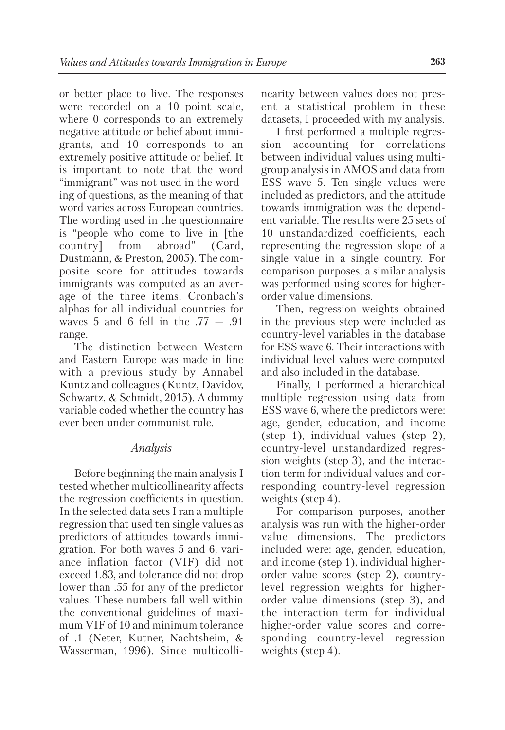or better place to live. The responses were recorded on a 10 point scale, where 0 corresponds to an extremely negative attitude or belief about immigrants, and 10 corresponds to an extremely positive attitude or belief. It is important to note that the word "immigrant" was not used in the wording of questions, as the meaning of that word varies across European countries. The wording used in the questionnaire is "people who come to live in [the country] from abroad" (Card, Dustmann, & Preston, 2005). The composite score for attitudes towards immigrants was computed as an average of the three items. Cronbach's alphas for all individual countries for waves 5 and 6 fell in the .77 – .91 range.

The distinction between Western and Eastern Europe was made in line with a previous study by Annabel Kuntz and colleagues (Kuntz, Davidov, Schwartz, & Schmidt, 2015). A dummy variable coded whether the country has ever been under communist rule.

### *Analysis*

Before beginning the main analysis I tested whether multicollinearity affects the regression coefficients in question. In the selected data sets I ran a multiple regression that used ten single values as predictors of attitudes towards immigration. For both waves 5 and 6, variance inflation factor (VIF) did not exceed 1.83, and tolerance did not drop lower than .55 for any of the predictor values. These numbers fall well within the conventional guidelines of maximum VIF of 10 and minimum tolerance of .1 (Neter, Kutner, Nachtsheim, & Wasserman, 1996). Since multicollinearity between values does not present a statistical problem in these datasets, I proceeded with my analysis.

I first performed a multiple regression accounting for correlations between individual values using multigroup analysis in AMOS and data from ESS wave 5. Ten single values were included as predictors, and the attitude towards immigration was the dependent variable. The results were 25 sets of 10 unstandardized coefficients, each representing the regression slope of a single value in a single country. For comparison purposes, a similar analysis was performed using scores for higher-order value dimensions.

Then, regression weights obtained in the previous step were included as country-level variables in the database for ESS wave 6. Their interactions with individual level values were computed and also included in the database.

Finally, I performed a hierarchical multiple regression using data from ESS wave 6, where the predictors were: age, gender, education, and income (step 1), individual values (step 2), country-level unstandardized regression weights (step 3), and the interaction term for individual values and corresponding country-level regression weights (step 4).

For comparison purposes, another analysis was run with the higher-order value dimensions. The predictors included were: age, gender, education, and income (step 1), individual higher-order value scores (step 2), country-level regression weights for higher-order value dimensions (step 3), and the interaction term for individual higher-order value scores and corresponding country-level regression weights (step 4).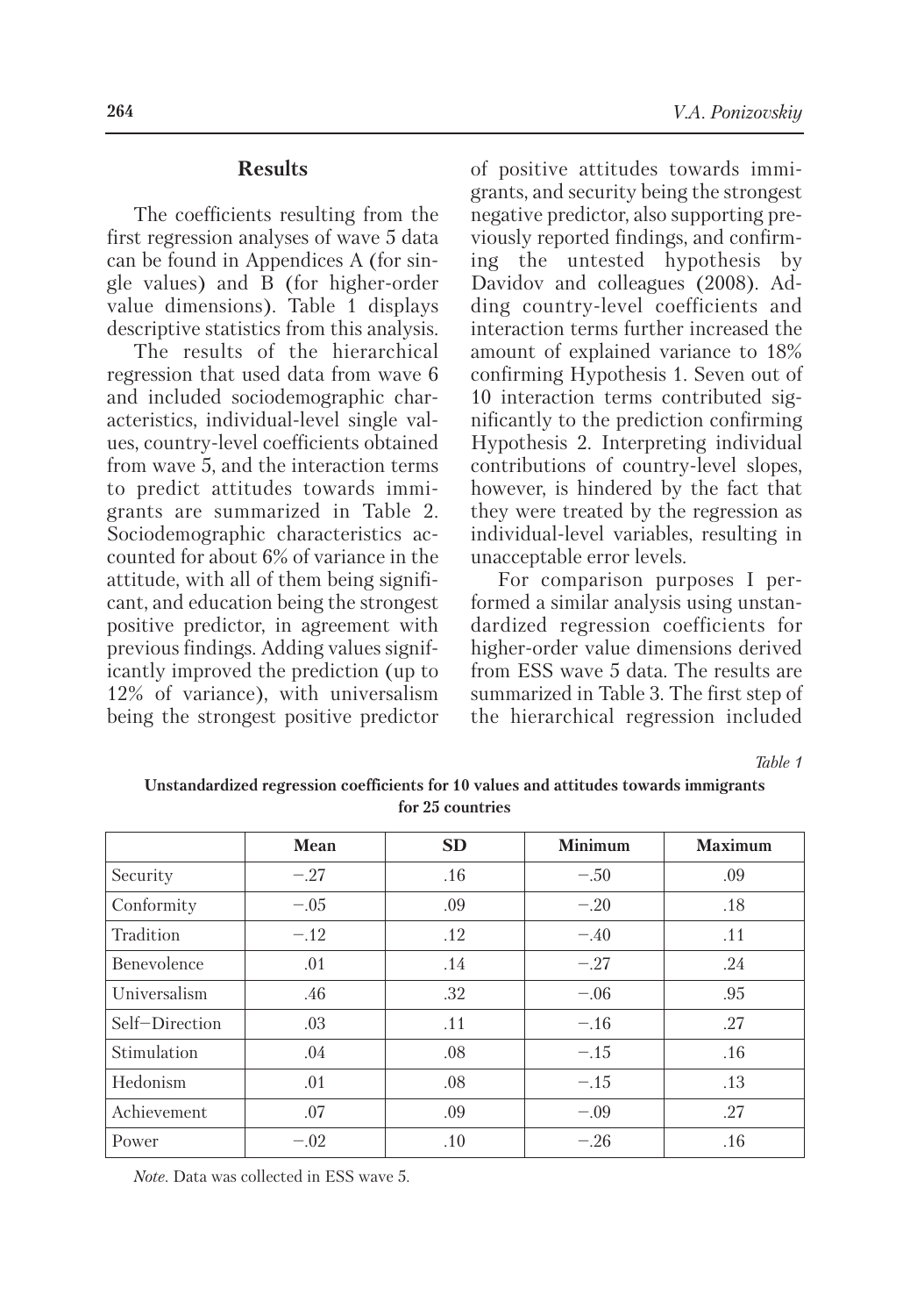## Results

The coefficients resulting from the first regression analyses of wave 5 data can be found in Appendices A (for single values) and B (for higher-order value dimensions). Table 1 displays descriptive statistics from this analysis.

The results of the hierarchical regression that used data from wave 6 and included sociodemographic characteristics, individual-level single values, country-level coefficients obtained from wave 5, and the interaction terms to predict attitudes towards immigrants are summarized in Table 2. Sociodemographic characteristics accounted for about 6% of variance in the attitude, with all of them being significant, and education being the strongest positive predictor, in agreement with previous findings. Adding values significantly improved the prediction (up to 12% of variance), with universalism being the strongest positive predictor of positive attitudes towards immigrants, and security being the strongest negative predictor, also supporting previously reported findings, and confirming the untested hypothesis by Davidov and colleagues (2008). Adding country-level coefficients and interaction terms further increased the amount of explained variance to 18% confirming Hypothesis 1. Seven out of 10 interaction terms contributed significantly to the prediction confirming Hypothesis 2. Interpreting individual contributions of country-level slopes, however, is hindered by the fact that they were treated by the regression as individual-level variables, resulting in unacceptable error levels.

For comparison purposes I performed a similar analysis using unstandardized regression coefficients for higher-order value dimensions derived from ESS wave 5 data. The results are summarized in Table 3. The first step of the hierarchical regression included

*Table 1*

**Unstandardized regression coefficients for 10 values and attitudes towards immigrants for 25 countries**

| | Mean | SD | Minimum | Maximum |
|---|---|---|---|---|
| Security | −.27 | .16 | −.50 | .09 |
| Conformity | −.05 | .09 | −.20 | .18 |
| Tradition | −.12 | .12 | −.40 | .11 |
| Benevolence | .01 | .14 | −.27 | .24 |
| Universalism | .46 | .32 | −.06 | .95 |
| Self−Direction | .03 | .11 | −.16 | .27 |
| Stimulation | .04 | .08 | −.15 | .16 |
| Hedonism | .01 | .08 | −.15 | .13 |
| Achievement | .07 | .09 | −.09 | .27 |
| Power | −.02 | .10 | −.26 | .16 |

*Note.* Data was collected in ESS wave 5.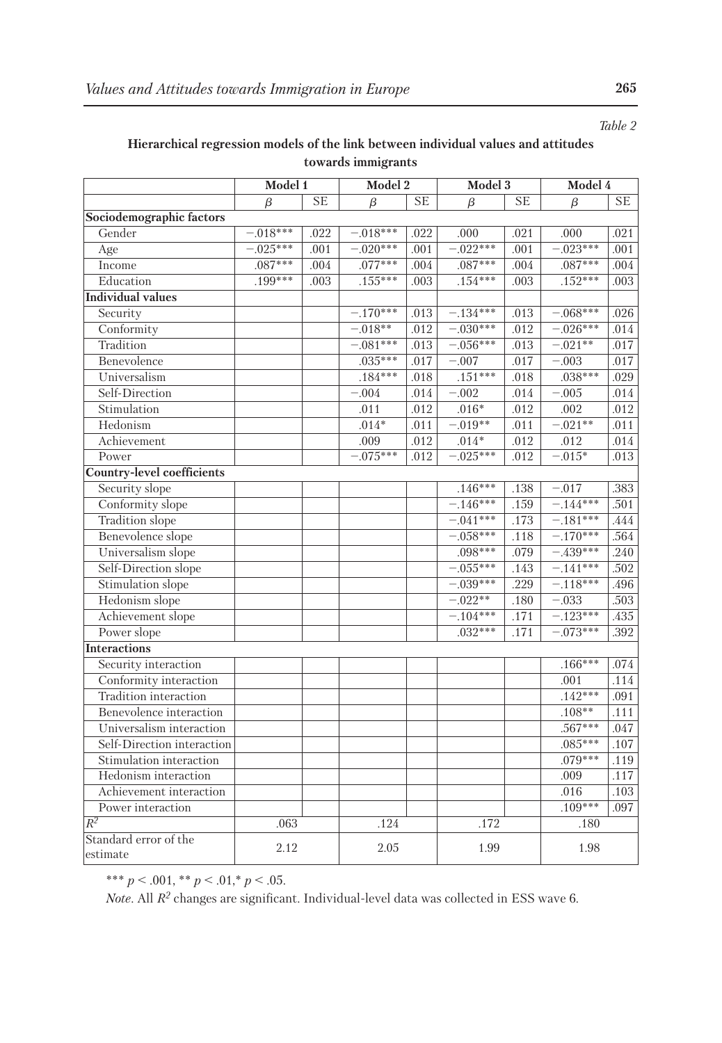*Table 2*

**Hierarchical regression models of the link between individual values and attitudes towards immigrants**

| | Model 1 | | Model 2 | | Model 3 | | Model 4 | |
|---|---|---|---|---|---|---|---|---|
| | $\beta$ | SE | $\beta$ | SE | $\beta$ | SE | $\beta$ | SE |
| **Sociodemographic factors** | | | | | | | | |
| Gender | −.018*** | .022 | −.018*** | .022 | .000 | .021 | .000 | .021 |
| Age | −.025*** | .001 | −.020*** | .001 | −.022*** | .001 | −.023*** | .001 |
| Income | .087*** | .004 | .077*** | .004 | .087*** | .004 | .087*** | .004 |
| Education | .199*** | .003 | .155*** | .003 | .154*** | .003 | .152*** | .003 |
| **Individual values** | | | | | | | | |
| Security | | | −.170*** | .013 | −.134*** | .013 | −.068*** | .026 |
| Conformity | | | −.018** | .012 | −.030*** | .012 | −.026*** | .014 |
| Tradition | | | −.081*** | .013 | −.056*** | .013 | −.021** | .017 |
| Benevolence | | | .035*** | .017 | −.007 | .017 | −.003 | .017 |
| Universalism | | | .184*** | .018 | .151*** | .018 | .038*** | .029 |
| Self-Direction | | | −.004 | .014 | −.002 | .014 | −.005 | .014 |
| Stimulation | | | .011 | .012 | .016* | .012 | .002 | .012 |
| Hedonism | | | .014* | .011 | −.019** | .011 | −.021** | .011 |
| Achievement | | | .009 | .012 | .014* | .012 | .012 | .014 |
| Power | | | −.075*** | .012 | −.025*** | .012 | −.015* | .013 |
| **Country-level coefficients** | | | | | | | | |
| Security slope | | | | | .146*** | .138 | −.017 | .383 |
| Conformity slope | | | | | −.146*** | .159 | −.144*** | .501 |
| Tradition slope | | | | | −.041*** | .173 | −.181*** | .444 |
| Benevolence slope | | | | | −.058*** | .118 | −.170*** | .564 |
| Universalism slope | | | | | .098*** | .079 | −.439*** | .240 |
| Self-Direction slope | | | | | −.055*** | .143 | −.141*** | .502 |
| Stimulation slope | | | | | −.039*** | .229 | −.118*** | .496 |
| Hedonism slope | | | | | −.022** | .180 | −.033 | .503 |
| Achievement slope | | | | | −.104*** | .171 | −.123*** | .435 |
| Power slope | | | | | .032*** | .171 | −.073*** | .392 |
| **Interactions** | | | | | | | | |
| Security interaction | | | | | | | .166*** | .074 |
| Conformity interaction | | | | | | | .001 | .114 |
| Tradition interaction | | | | | | | .142*** | .091 |
| Benevolence interaction | | | | | | | .108** | .111 |
| Universalism interaction | | | | | | | .567*** | .047 |
| Self-Direction interaction | | | | | | | .085*** | .107 |
| Stimulation interaction | | | | | | | .079*** | .119 |
| Hedonism interaction | | | | | | | .009 | .117 |
| Achievement interaction | | | | | | | .016 | .103 |
| Power interaction | | | | | | | .109*** | .097 |
| $R^2$ | .063 | | .124 | | .172 | | .180 | |
| Standard error of the estimate | 2.12 | | 2.05 | | 1.99 | | 1.98 | |

*** $p < .001$, ** $p < .01$, * $p < .05$.

*Note*. All $R^2$ changes are significant. Individual-level data was collected in ESS wave 6.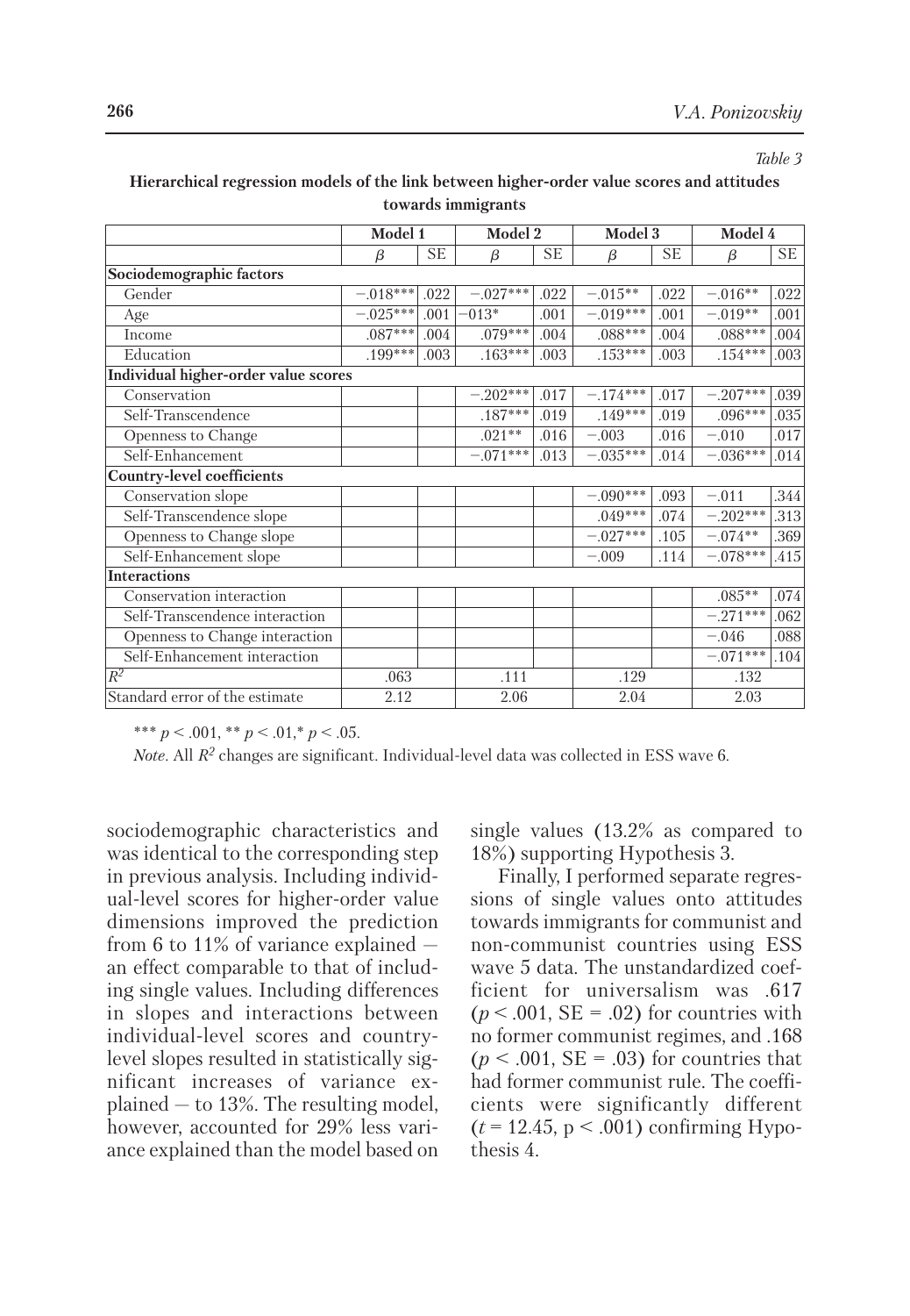*Table 3*

**Hierarchical regression models of the link between higher-order value scores and attitudes towards immigrants**

| | Model 1 | | Model 2 | | Model 3 | | Model 4 | |
|---|---|---|---|---|---|---|---|---|
| | β | SE | β | SE | β | SE | β | SE |
| **Sociodemographic factors** | | | | | | | | |
| Gender | −.018*** | .022 | −.027*** | .022 | −.015** | .022 | −.016** | .022 |
| Age | −.025*** | .001 | −013* | .001 | −.019*** | .001 | −.019** | .001 |
| Income | .087*** | .004 | .079*** | .004 | .088*** | .004 | .088*** | .004 |
| Education | .199*** | .003 | .163*** | .003 | .153*** | .003 | .154*** | .003 |
| **Individual higher-order value scores** | | | | | | | | |
| Conservation | | | −.202*** | .017 | −.174*** | .017 | −.207*** | .039 |
| Self-Transcendence | | | .187*** | .019 | .149*** | .019 | .096*** | .035 |
| Openness to Change | | | .021** | .016 | −.003 | .016 | −.010 | .017 |
| Self-Enhancement | | | −.071*** | .013 | −.035*** | .014 | −.036*** | .014 |
| **Country-level coefficients** | | | | | | | | |
| Conservation slope | | | | | −.090*** | .093 | −.011 | .344 |
| Self-Transcendence slope | | | | | .049*** | .074 | −.202*** | .313 |
| Openness to Change slope | | | | | −.027*** | .105 | −.074** | .369 |
| Self-Enhancement slope | | | | | −.009 | .114 | −.078*** | .415 |
| **Interactions** | | | | | | | | |
| Conservation interaction | | | | | | | .085** | .074 |
| Self-Transcendence interaction | | | | | | | −.271*** | .062 |
| Openness to Change interaction | | | | | | | −.046 | .088 |
| Self-Enhancement interaction | | | | | | | −.071*** | .104 |
| $R^2$ | .063 | | .111 | | .129 | | .132 | |
| Standard error of the estimate | 2.12 | | 2.06 | | 2.04 | | 2.03 | |

*** $p < .001$, ** $p < .01$, * $p < .05$.

*Note*. All $R^2$ changes are significant. Individual-level data was collected in ESS wave 6.

sociodemographic characteristics and was identical to the corresponding step in previous analysis. Including individual-level scores for higher-order value dimensions improved the prediction from 6 to 11% of variance explained — an effect comparable to that of including single values. Including differences in slopes and interactions between individual-level scores and country-level slopes resulted in statistically significant increases of variance explained — to 13%. The resulting model, however, accounted for 29% less variance explained than the model based on single values (13.2% as compared to 18%) supporting Hypothesis 3.

Finally, I performed separate regressions of single values onto attitudes towards immigrants for communist and non-communist countries using ESS wave 5 data. The unstandardized coefficient for universalism was .617 ($p < .001$, SE = .02) for countries with no former communist regimes, and .168 ($p < .001$, SE = .03) for countries that had former communist rule. The coefficients were significantly different ($t = 12.45$, $p < .001$) confirming Hypothesis 4.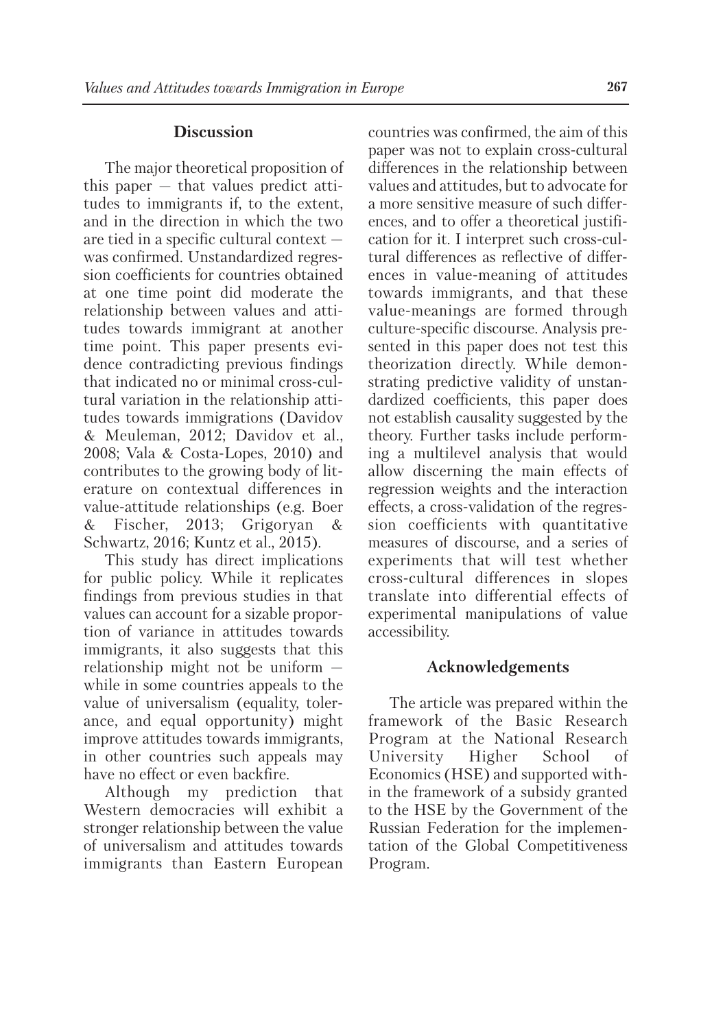## Discussion

The major theoretical proposition of this paper — that values predict attitudes to immigrants if, to the extent, and in the direction in which the two are tied in a specific cultural context — was confirmed. Unstandardized regression coefficients for countries obtained at one time point did moderate the relationship between values and attitudes towards immigrant at another time point. This paper presents evidence contradicting previous findings that indicated no or minimal cross-cultural variation in the relationship attitudes towards immigrations (Davidov & Meuleman, 2012; Davidov et al., 2008; Vala & Costa-Lopes, 2010) and contributes to the growing body of literature on contextual differences in value-attitude relationships (e.g. Boer & Fischer, 2013; Grigoryan & Schwartz, 2016; Kuntz et al., 2015).

This study has direct implications for public policy. While it replicates findings from previous studies in that values can account for a sizable proportion of variance in attitudes towards immigrants, it also suggests that this relationship might not be uniform — while in some countries appeals to the value of universalism (equality, tolerance, and equal opportunity) might improve attitudes towards immigrants, in other countries such appeals may have no effect or even backfire.

Although my prediction that Western democracies will exhibit a stronger relationship between the value of universalism and attitudes towards immigrants than Eastern European countries was confirmed, the aim of this paper was not to explain cross-cultural differences in the relationship between values and attitudes, but to advocate for a more sensitive measure of such differences, and to offer a theoretical justification for it. I interpret such cross-cultural differences as reflective of differences in value-meaning of attitudes towards immigrants, and that these value-meanings are formed through culture-specific discourse. Analysis presented in this paper does not test this theorization directly. While demonstrating predictive validity of unstandardized coefficients, this paper does not establish causality suggested by the theory. Further tasks include performing a multilevel analysis that would allow discerning the main effects of regression weights and the interaction effects, a cross-validation of the regression coefficients with quantitative measures of discourse, and a series of experiments that will test whether cross-cultural differences in slopes translate into differential effects of experimental manipulations of value accessibility.

## Acknowledgements

The article was prepared within the framework of the Basic Research Program at the National Research University Higher School of Economics (HSE) and supported within the framework of a subsidy granted to the HSE by the Government of the Russian Federation for the implementation of the Global Competitiveness Program.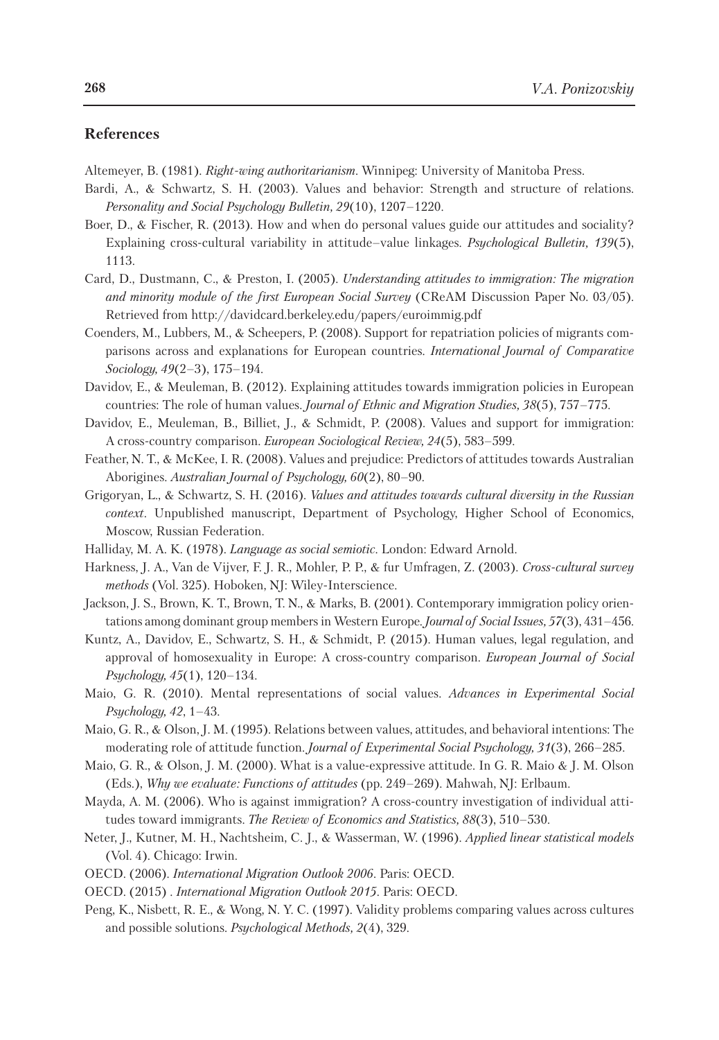## References

Altemeyer, B. (1981). *Right-wing authoritarianism*. Winnipeg: University of Manitoba Press.

Bardi, A., & Schwartz, S. H. (2003). Values and behavior: Strength and structure of relations. *Personality and Social Psychology Bulletin, 29*(10), 1207–1220.

Boer, D., & Fischer, R. (2013). How and when do personal values guide our attitudes and sociality? Explaining cross-cultural variability in attitude–value linkages. *Psychological Bulletin, 139*(5), 1113.

Card, D., Dustmann, C., & Preston, I. (2005). *Understanding attitudes to immigration: The migration and minority module of the first European Social Survey* (CReAM Discussion Paper No. 03/05). Retrieved from http://davidcard.berkeley.edu/papers/euroimmig.pdf

Coenders, M., Lubbers, M., & Scheepers, P. (2008). Support for repatriation policies of migrants comparisons across and explanations for European countries. *International Journal of Comparative Sociology, 49*(2–3), 175–194.

Davidov, E., & Meuleman, B. (2012). Explaining attitudes towards immigration policies in European countries: The role of human values. *Journal of Ethnic and Migration Studies, 38*(5), 757–775.

Davidov, E., Meuleman, B., Billiet, J., & Schmidt, P. (2008). Values and support for immigration: A cross-country comparison. *European Sociological Review, 24*(5), 583–599.

Feather, N. T., & McKee, I. R. (2008). Values and prejudice: Predictors of attitudes towards Australian Aborigines. *Australian Journal of Psychology, 60*(2), 80–90.

Grigoryan, L., & Schwartz, S. H. (2016). *Values and attitudes towards cultural diversity in the Russian context*. Unpublished manuscript, Department of Psychology, Higher School of Economics, Moscow, Russian Federation.

Halliday, M. A. K. (1978). *Language as social semiotic*. London: Edward Arnold.

Harkness, J. A., Van de Vijver, F. J. R., Mohler, P. P., & fur Umfragen, Z. (2003). *Cross-cultural survey methods* (Vol. 325). Hoboken, NJ: Wiley-Interscience.

Jackson, J. S., Brown, K. T., Brown, T. N., & Marks, B. (2001). Contemporary immigration policy orientations among dominant group members in Western Europe. *Journal of Social Issues, 57*(3), 431–456.

Kuntz, A., Davidov, E., Schwartz, S. H., & Schmidt, P. (2015). Human values, legal regulation, and approval of homosexuality in Europe: A cross-country comparison. *European Journal of Social Psychology, 45*(1), 120–134.

Maio, G. R. (2010). Mental representations of social values. *Advances in Experimental Social Psychology, 42*, 1–43.

Maio, G. R., & Olson, J. M. (1995). Relations between values, attitudes, and behavioral intentions: The moderating role of attitude function. *Journal of Experimental Social Psychology, 31*(3), 266–285.

Maio, G. R., & Olson, J. M. (2000). What is a value-expressive attitude. In G. R. Maio & J. M. Olson (Eds.), *Why we evaluate: Functions of attitudes* (pp. 249–269). Mahwah, NJ: Erlbaum.

Mayda, A. M. (2006). Who is against immigration? A cross-country investigation of individual attitudes toward immigrants. *The Review of Economics and Statistics, 88*(3), 510–530.

Neter, J., Kutner, M. H., Nachtsheim, C. J., & Wasserman, W. (1996). *Applied linear statistical models* (Vol. 4). Chicago: Irwin.

OECD. (2006). *International Migration Outlook 2006*. Paris: OECD.

OECD. (2015) . *International Migration Outlook 2015*. Paris: OECD.

Peng, K., Nisbett, R. E., & Wong, N. Y. C. (1997). Validity problems comparing values across cultures and possible solutions. *Psychological Methods, 2*(4), 329.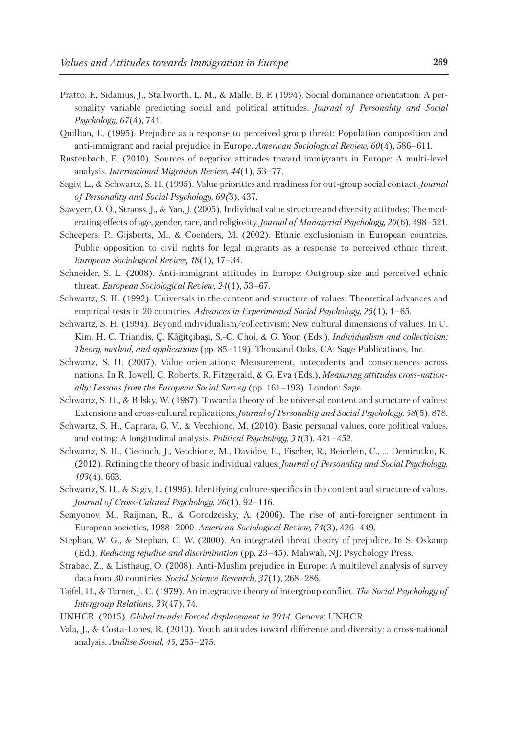Pratto, F., Sidanius, J., Stallworth, L. M., & Malle, B. F. (1994). Social dominance orientation: A personality variable predicting social and political attitudes. *Journal of Personality and Social Psychology, 67*(4), 741.

Quillian, L. (1995). Prejudice as a response to perceived group threat: Population composition and anti-immigrant and racial prejudice in Europe. *American Sociological Review, 60*(4), 586–611.

Rustenbach, E. (2010). Sources of negative attitudes toward immigrants in Europe: A multi-level analysis. *International Migration Review, 44*(1), 53–77.

Sagiv, L., & Schwartz, S. H. (1995). Value priorities and readiness for out-group social contact. *Journal of Personality and Social Psychology, 69(*3), 437.

Sawyerr, O. O., Strauss, J., & Yan, J. (2005). Individual value structure and diversity attitudes: The moderating effects of age, gender, race, and religiosity. *Journal of Managerial Psychology, 20*(6), 498–521.

Scheepers, P., Gijsberts, M., & Coenders, M. (2002). Ethnic exclusionism in European countries. Public opposition to civil rights for legal migrants as a response to perceived ethnic threat. *European Sociological Review, 18*(1), 17–34.

Schneider, S. L. (2008). Anti-immigrant attitudes in Europe: Outgroup size and perceived ethnic threat. *European Sociological Review, 24*(1), 53–67.

Schwartz, S. H. (1992). Universals in the content and structure of values: Theoretical advances and empirical tests in 20 countries. *Advances in Experimental Social Psychology, 25*(1), 1–65.

Schwartz, S. H. (1994). Beyond individualism/collectivism: New cultural dimensions of values. In U. Kim, H. C. Triandis, Ç. Kâğitçibaşi, S.-C. Choi, & G. Yoon (Eds.), *Individualism and collectivism: Theory, method, and applications* (pp. 85–119). Thousand Oaks, CA: Sage Publications, Inc.

Schwartz, S. H. (2007). Value orientations: Measurement, antecedents and consequences across nations. In R. Iowell, C. Roberts, R. Fitzgerald, & G. Eva (Eds.), *Measuring attitudes cross-nationally: Lessons from the European Social Survey* (pp. 161–193). London: Sage.

Schwartz, S. H., & Bilsky, W. (1987). Toward a theory of the universal content and structure of values: Extensions and cross-cultural replications. *Journal of Personality and Social Psychology, 58*(5), 878.

Schwartz, S. H., Caprara, G. V., & Vecchione, M. (2010). Basic personal values, core political values, and voting: A longitudinal analysis. *Political Psychology, 31*(3), 421–452.

Schwartz, S. H., Cieciuch, J., Vecchione, M., Davidov, E., Fischer, R., Beierlein, C., ... Demirutku, K. (2012). Refining the theory of basic individual values. *Journal of Personality and Social Psychology, 103*(4), 663.

Schwartz, S. H., & Sagiv, L. (1995). Identifying culture-specifics in the content and structure of values. *Journal of Cross-Cultural Psychology, 26*(1), 92–116.

Semyonov, M., Raijman, R., & Gorodzeisky, A. (2006). The rise of anti-foreigner sentiment in European societies, 1988–2000. *American Sociological Review, 71*(3), 426–449.

Stephan, W. G., & Stephan, C. W. (2000). An integrated threat theory of prejudice. In S. Oskamp (Ed.), *Reducing rejudice and discrimination* (pp. 23–45). Mahwah, NJ: Psychology Press.

Strabac, Z., & Listhaug, O. (2008). Anti-Muslim prejudice in Europe: A multilevel analysis of survey data from 30 countries. *Social Science Research, 37*(1), 268–286.

Tajfel, H., & Turner, J. C. (1979). An integrative theory of intergroup conflict. *The Social Psychology of Intergroup Relations, 33*(47), 74.

UNHCR. (2015). *Global trends: Forced displacement in 2014.* Geneva: UNHCR.

Vala, J., & Costa-Lopes, R. (2010). Youth attitudes toward difference and diversity: a cross-national analysis. *Análise Social, 45*, 255–275.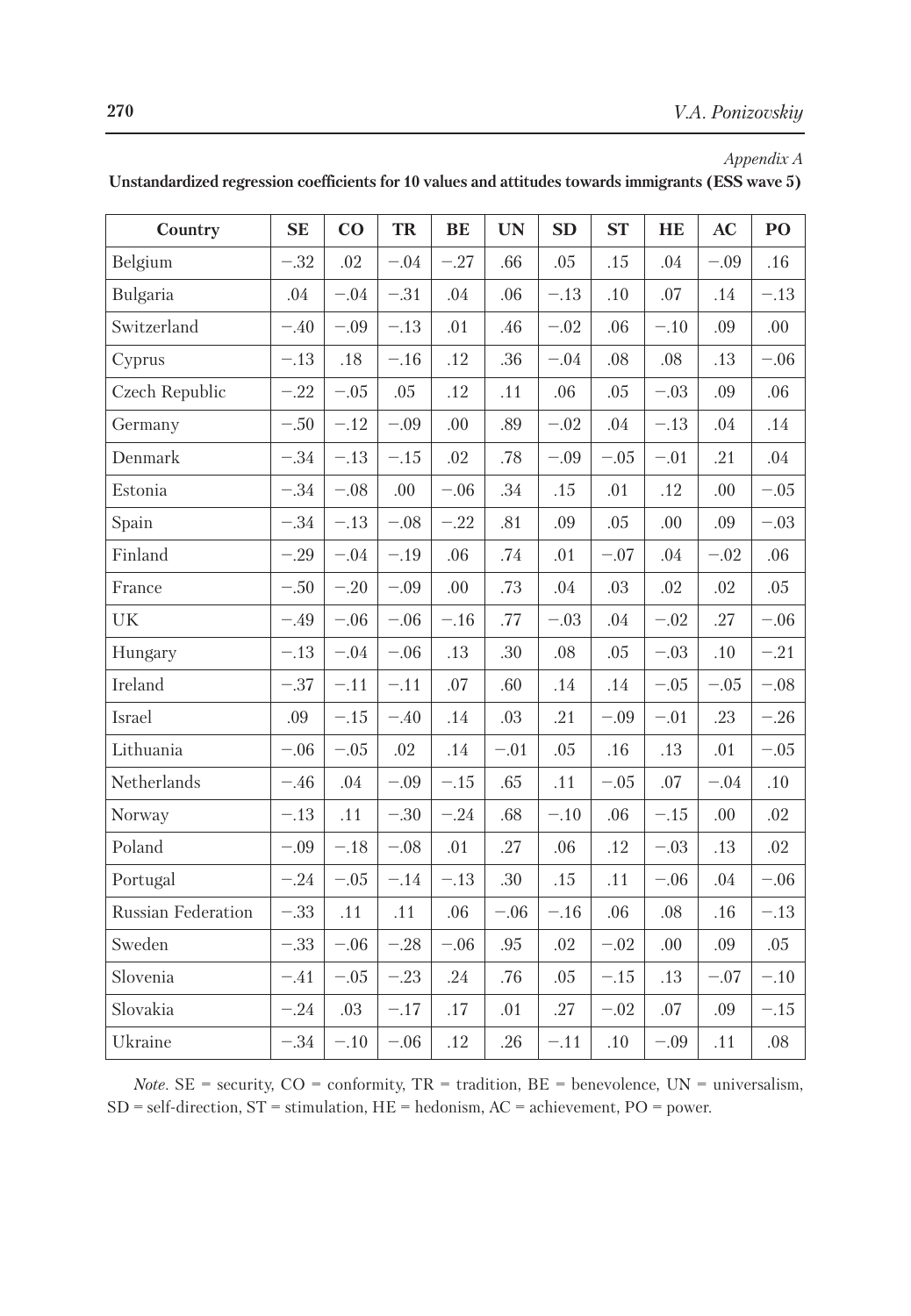*Appendix A*

**Unstandardized regression coefficients for 10 values and attitudes towards immigrants (ESS wave 5)**

| Country | SE | CO | TR | BE | UN | SD | ST | HE | AC | PO |
|---|---|---|---|---|---|---|---|---|---|---|
| Belgium | −.32 | .02 | −.04 | −.27 | .66 | .05 | .15 | .04 | −.09 | .16 |
| Bulgaria | .04 | −.04 | −.31 | .04 | .06 | −.13 | .10 | .07 | .14 | −.13 |
| Switzerland | −.40 | −.09 | −.13 | .01 | .46 | −.02 | .06 | −.10 | .09 | .00 |
| Cyprus | −.13 | .18 | −.16 | .12 | .36 | −.04 | .08 | .08 | .13 | −.06 |
| Czech Republic | −.22 | −.05 | .05 | .12 | .11 | .06 | .05 | −.03 | .09 | .06 |
| Germany | −.50 | −.12 | −.09 | .00 | .89 | −.02 | .04 | −.13 | .04 | .14 |
| Denmark | −.34 | −.13 | −.15 | .02 | .78 | −.09 | −.05 | −.01 | .21 | .04 |
| Estonia | −.34 | −.08 | .00 | −.06 | .34 | .15 | .01 | .12 | .00 | −.05 |
| Spain | −.34 | −.13 | −.08 | −.22 | .81 | .09 | .05 | .00 | .09 | −.03 |
| Finland | −.29 | −.04 | −.19 | .06 | .74 | .01 | −.07 | .04 | −.02 | .06 |
| France | −.50 | −.20 | −.09 | .00 | .73 | .04 | .03 | .02 | .02 | .05 |
| UK | −.49 | −.06 | −.06 | −.16 | .77 | −.03 | .04 | −.02 | .27 | −.06 |
| Hungary | −.13 | −.04 | −.06 | .13 | .30 | .08 | .05 | −.03 | .10 | −.21 |
| Ireland | −.37 | −.11 | −.11 | .07 | .60 | .14 | .14 | −.05 | −.05 | −.08 |
| Israel | .09 | −.15 | −.40 | .14 | .03 | .21 | −.09 | −.01 | .23 | −.26 |
| Lithuania | −.06 | −.05 | .02 | .14 | −.01 | .05 | .16 | .13 | .01 | −.05 |
| Netherlands | −.46 | .04 | −.09 | −.15 | .65 | .11 | −.05 | .07 | −.04 | .10 |
| Norway | −.13 | .11 | −.30 | −.24 | .68 | −.10 | .06 | −.15 | .00 | .02 |
| Poland | −.09 | −.18 | −.08 | .01 | .27 | .06 | .12 | −.03 | .13 | .02 |
| Portugal | −.24 | −.05 | −.14 | −.13 | .30 | .15 | .11 | −.06 | .04 | −.06 |
| Russian Federation | −.33 | .11 | .11 | .06 | −.06 | −.16 | .06 | .08 | .16 | −.13 |
| Sweden | −.33 | −.06 | −.28 | −.06 | .95 | .02 | −.02 | .00 | .09 | .05 |
| Slovenia | −.41 | −.05 | −.23 | .24 | .76 | .05 | −.15 | .13 | −.07 | −.10 |
| Slovakia | −.24 | .03 | −.17 | .17 | .01 | .27 | −.02 | .07 | .09 | −.15 |
| Ukraine | −.34 | −.10 | −.06 | .12 | .26 | −.11 | .10 | −.09 | .11 | .08 |

*Note.* SE = security, CO = conformity, TR = tradition, BE = benevolence, UN = universalism, SD = self-direction, ST = stimulation, HE = hedonism, AC = achievement, PO = power.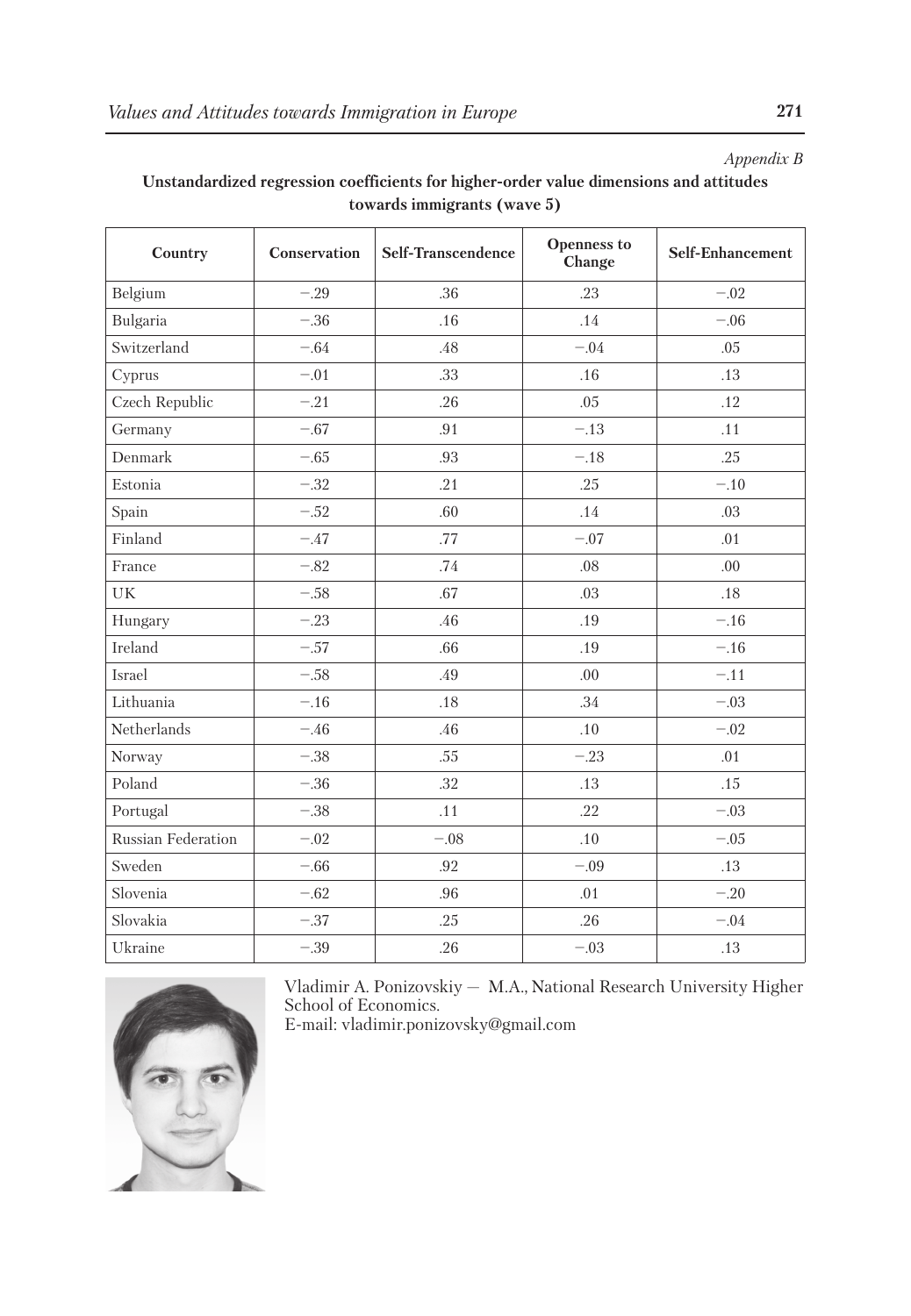*Appendix B*

**Unstandardized regression coefficients for higher-order value dimensions and attitudes towards immigrants (wave 5)**

| Country | Conservation | Self-Transcendence | Openness to Change | Self-Enhancement |
|---|---|---|---|---|
| Belgium | −.29 | .36 | .23 | −.02 |
| Bulgaria | −.36 | .16 | .14 | −.06 |
| Switzerland | −.64 | .48 | −.04 | .05 |
| Cyprus | −.01 | .33 | .16 | .13 |
| Czech Republic | −.21 | .26 | .05 | .12 |
| Germany | −.67 | .91 | −.13 | .11 |
| Denmark | −.65 | .93 | −.18 | .25 |
| Estonia | −.32 | .21 | .25 | −.10 |
| Spain | −.52 | .60 | .14 | .03 |
| Finland | −.47 | .77 | −.07 | .01 |
| France | −.82 | .74 | .08 | .00 |
| UK | −.58 | .67 | .03 | .18 |
| Hungary | −.23 | .46 | .19 | −.16 |
| Ireland | −.57 | .66 | .19 | −.16 |
| Israel | −.58 | .49 | .00 | −.11 |
| Lithuania | −.16 | .18 | .34 | −.03 |
| Netherlands | −.46 | .46 | .10 | −.02 |
| Norway | −.38 | .55 | −.23 | .01 |
| Poland | −.36 | .32 | .13 | .15 |
| Portugal | −.38 | .11 | .22 | −.03 |
| Russian Federation | −.02 | −.08 | .10 | −.05 |
| Sweden | −.66 | .92 | −.09 | .13 |
| Slovenia | −.62 | .96 | .01 | −.20 |
| Slovakia | −.37 | .25 | .26 | −.04 |
| Ukraine | −.39 | .26 | −.03 | .13 |

Vladimir A. Ponizovskiy — M.A., National Research University Higher School of Economics.
E-mail: vladimir.ponizovsky@gmail.com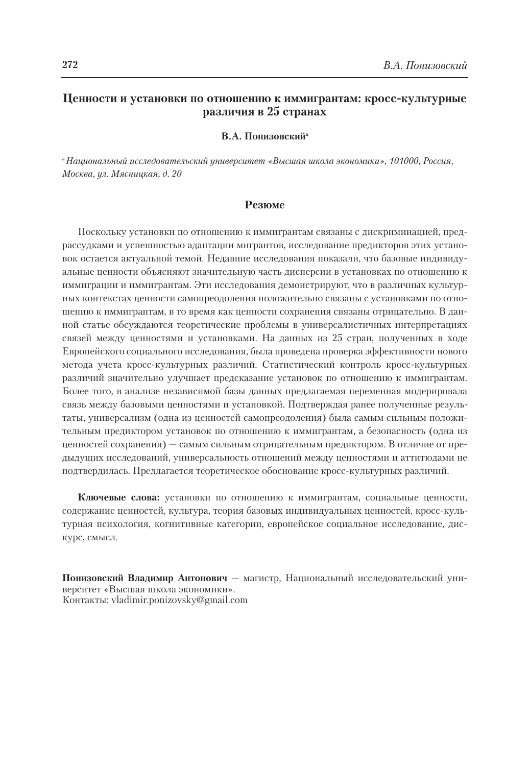## Ценности и установки по отношению к иммигрантам: кросс-культурные различия в 25 странах

**В.А. Понизовский**[a]

[a] *Национальный исследовательский университет «Высшая школа экономики», 101000, Россия, Москва, ул. Мясницкая, д. 20*

### Резюме

Поскольку установки по отношению к иммигрантам связаны с дискриминацией, предрассудками и успешностью адаптации мигрантов, исследование предикторов этих установок остается актуальной темой. Недавние исследования показали, что базовые индивидуальные ценности объясняют значительную часть дисперсии в установках по отношению к иммиграции и иммигрантам. Эти исследования демонстрируют, что в различных культурных контекстах ценности самопреодоления положительно связаны с установками по отношению к иммигрантам, в то время как ценности сохранения связаны отрицательно. В данной статье обсуждаются теоретические проблемы в универсалистичных интерпретациях связей между ценностями и установками. На данных из 25 стран, полученных в ходе Европейского социального исследования, была проведена проверка эффективности нового метода учета кросс-культурных различий. Статистический контроль кросс-культурных различий значительно улучшает предсказание установок по отношению к иммигрантам. Более того, в анализе независимой базы данных предлагаемая переменная модерировала связь между базовыми ценностями и установкой. Подтверждая ранее полученные результаты, универсализм (одна из ценностей самопреодоления) была самым сильным положительным предиктором установок по отношению к иммигрантам, а безопасность (одна из ценностей сохранения) — самым сильным отрицательным предиктором. В отличие от предыдущих исследований, универсальность отношений между ценностями и аттитюдами не подтвердилась. Предлагается теоретическое обоснование кросс-культурных различий.

**Ключевые слова:** установки по отношению к иммигрантам, социальные ценности, содержание ценностей, культура, теория базовых индивидуальных ценностей, кросс-культурная психология, когнитивные категории, европейское социальное исследование, дискурс, смысл.

**Понизовский Владимир Антонович** — магистр, Национальный исследовательский университет «Высшая школа экономики».
Контакты: vladimir.ponizovsky@gmail.com